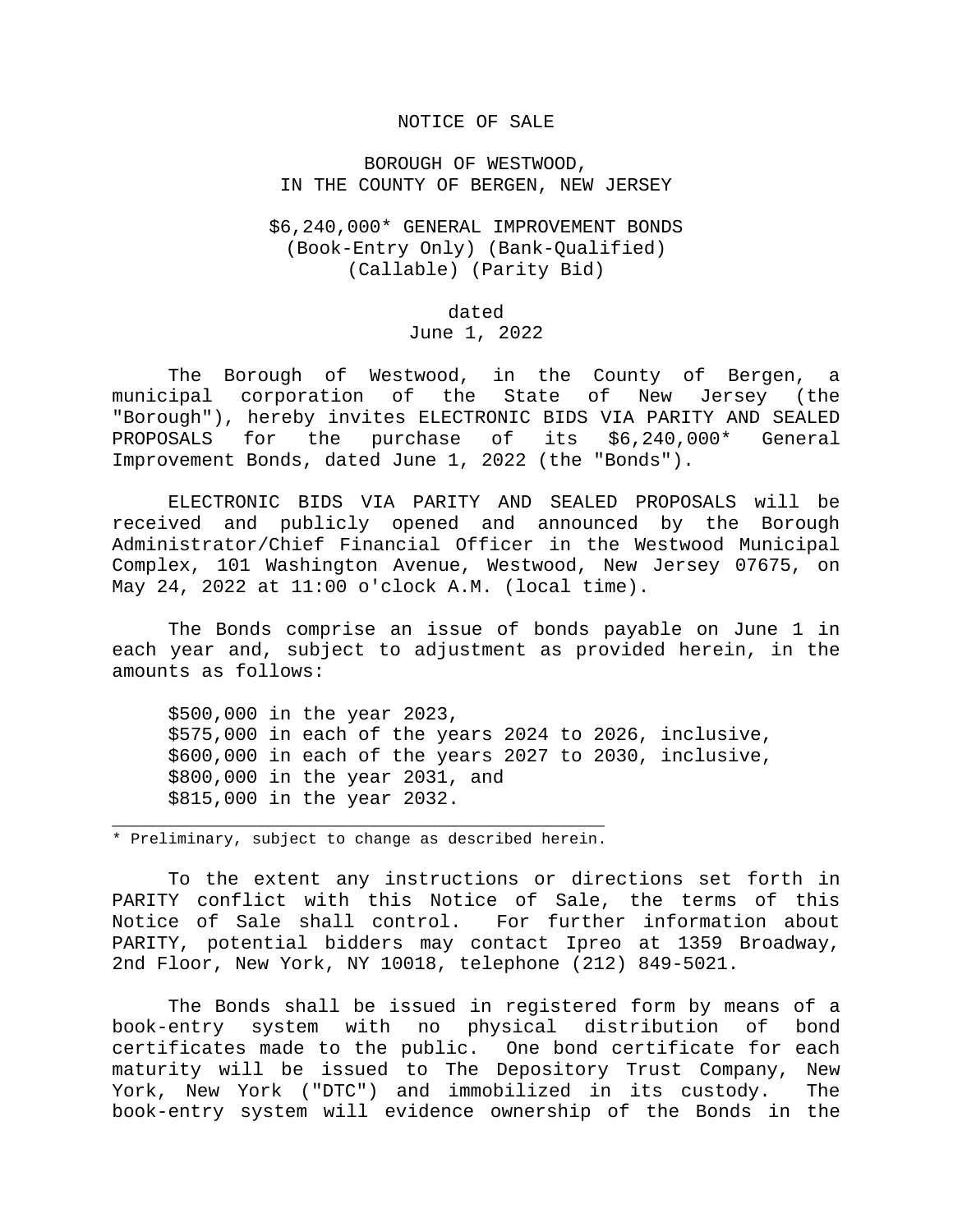# NOTICE OF SALE

## BOROUGH OF WESTWOOD, IN THE COUNTY OF BERGEN, NEW JERSEY

## $6,240,000* GENERAL IMPROVEMENT BONDS (Book-Entry Only) (Bank-Qualified) (Callable) (Parity Bid)

dated
June 1, 2022

The Borough of Westwood, in the County of Bergen, a municipal corporation of the State of New Jersey (the "Borough"), hereby invites ELECTRONIC BIDS VIA PARITY AND SEALED PROPOSALS for the purchase of its $6,240,000* General Improvement Bonds, dated June 1, 2022 (the "Bonds").

ELECTRONIC BIDS VIA PARITY AND SEALED PROPOSALS will be received and publicly opened and announced by the Borough Administrator/Chief Financial Officer in the Westwood Municipal Complex, 101 Washington Avenue, Westwood, New Jersey 07675, on May 24, 2022 at 11:00 o'clock A.M. (local time).

The Bonds comprise an issue of bonds payable on June 1 in each year and, subject to adjustment as provided herein, in the amounts as follows:

$500,000 in the year 2023,
$575,000 in each of the years 2024 to 2026, inclusive,
$600,000 in each of the years 2027 to 2030, inclusive,
$800,000 in the year 2031, and
$815,000 in the year 2032.

---

* Preliminary, subject to change as described herein.

To the extent any instructions or directions set forth in PARITY conflict with this Notice of Sale, the terms of this Notice of Sale shall control. For further information about PARITY, potential bidders may contact Ipreo at 1359 Broadway, 2nd Floor, New York, NY 10018, telephone (212) 849-5021.

The Bonds shall be issued in registered form by means of a book-entry system with no physical distribution of bond certificates made to the public. One bond certificate for each maturity will be issued to The Depository Trust Company, New York, New York ("DTC") and immobilized in its custody. The book-entry system will evidence ownership of the Bonds in the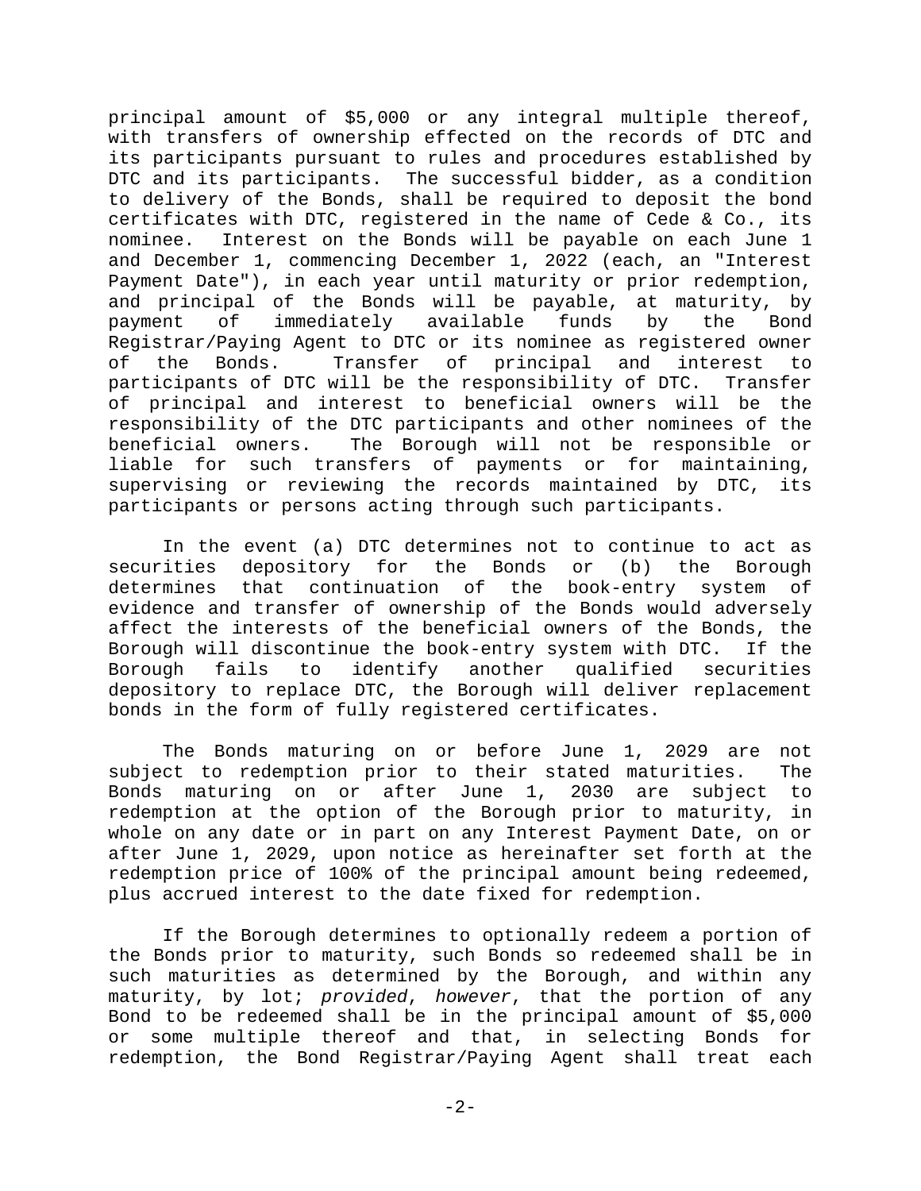principal amount of $5,000 or any integral multiple thereof, with transfers of ownership effected on the records of DTC and its participants pursuant to rules and procedures established by DTC and its participants. The successful bidder, as a condition to delivery of the Bonds, shall be required to deposit the bond certificates with DTC, registered in the name of Cede & Co., its nominee. Interest on the Bonds will be payable on each June 1 and December 1, commencing December 1, 2022 (each, an "Interest Payment Date"), in each year until maturity or prior redemption, and principal of the Bonds will be payable, at maturity, by payment of immediately available funds by the Bond Registrar/Paying Agent to DTC or its nominee as registered owner of the Bonds. Transfer of principal and interest to participants of DTC will be the responsibility of DTC. Transfer of principal and interest to beneficial owners will be the responsibility of the DTC participants and other nominees of the beneficial owners. The Borough will not be responsible or liable for such transfers of payments or for maintaining, supervising or reviewing the records maintained by DTC, its participants or persons acting through such participants.

In the event (a) DTC determines not to continue to act as securities depository for the Bonds or (b) the Borough determines that continuation of the book-entry system of evidence and transfer of ownership of the Bonds would adversely affect the interests of the beneficial owners of the Bonds, the Borough will discontinue the book-entry system with DTC. If the Borough fails to identify another qualified securities depository to replace DTC, the Borough will deliver replacement bonds in the form of fully registered certificates.

The Bonds maturing on or before June 1, 2029 are not subject to redemption prior to their stated maturities. The Bonds maturing on or after June 1, 2030 are subject to redemption at the option of the Borough prior to maturity, in whole on any date or in part on any Interest Payment Date, on or after June 1, 2029, upon notice as hereinafter set forth at the redemption price of 100% of the principal amount being redeemed, plus accrued interest to the date fixed for redemption.

If the Borough determines to optionally redeem a portion of the Bonds prior to maturity, such Bonds so redeemed shall be in such maturities as determined by the Borough, and within any maturity, by lot; *provided*, *however*, that the portion of any Bond to be redeemed shall be in the principal amount of $5,000 or some multiple thereof and that, in selecting Bonds for redemption, the Bond Registrar/Paying Agent shall treat each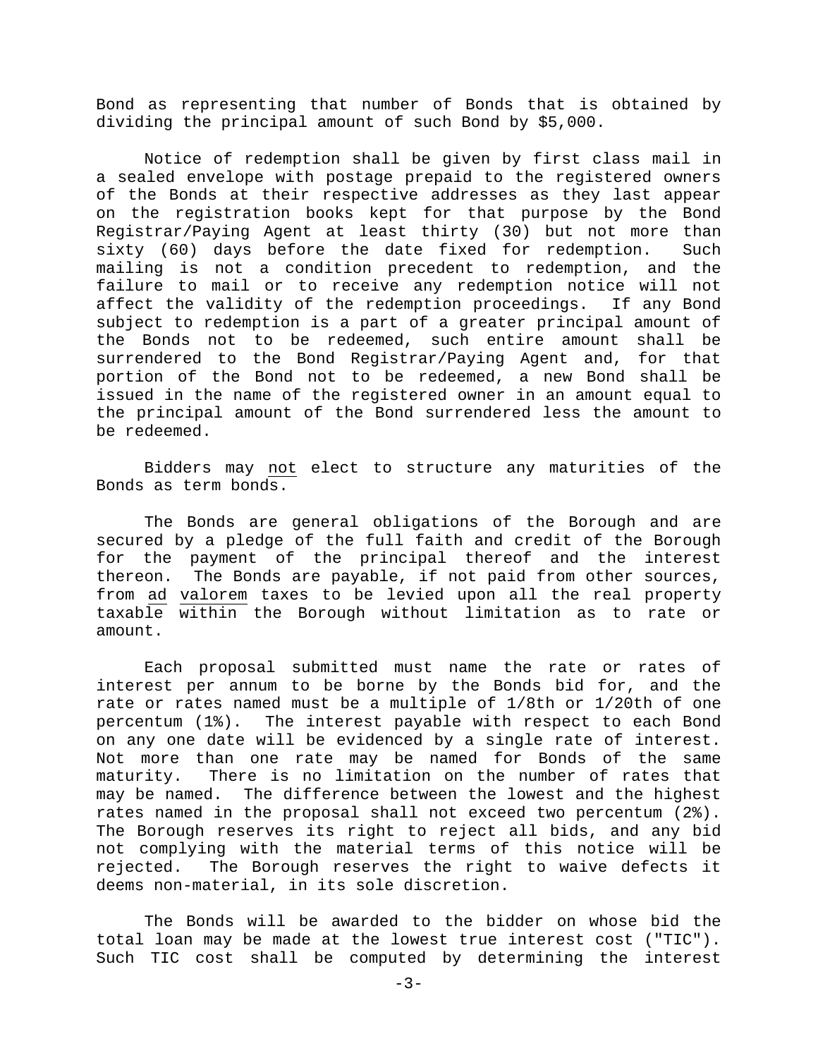Bond as representing that number of Bonds that is obtained by dividing the principal amount of such Bond by $5,000.

Notice of redemption shall be given by first class mail in a sealed envelope with postage prepaid to the registered owners of the Bonds at their respective addresses as they last appear on the registration books kept for that purpose by the Bond Registrar/Paying Agent at least thirty (30) but not more than sixty (60) days before the date fixed for redemption. Such mailing is not a condition precedent to redemption, and the failure to mail or to receive any redemption notice will not affect the validity of the redemption proceedings. If any Bond subject to redemption is a part of a greater principal amount of the Bonds not to be redeemed, such entire amount shall be surrendered to the Bond Registrar/Paying Agent and, for that portion of the Bond not to be redeemed, a new Bond shall be issued in the name of the registered owner in an amount equal to the principal amount of the Bond surrendered less the amount to be redeemed.

Bidders may <u>not</u> elect to structure any maturities of the Bonds as term bonds.

The Bonds are general obligations of the Borough and are secured by a pledge of the full faith and credit of the Borough for the payment of the principal thereof and the interest thereon. The Bonds are payable, if not paid from other sources, from <u>ad valorem</u> taxes to be levied upon all the real property taxable within the Borough without limitation as to rate or amount.

Each proposal submitted must name the rate or rates of interest per annum to be borne by the Bonds bid for, and the rate or rates named must be a multiple of 1/8th or 1/20th of one percentum (1%). The interest payable with respect to each Bond on any one date will be evidenced by a single rate of interest. Not more than one rate may be named for Bonds of the same maturity. There is no limitation on the number of rates that may be named. The difference between the lowest and the highest rates named in the proposal shall not exceed two percentum (2%). The Borough reserves its right to reject all bids, and any bid not complying with the material terms of this notice will be rejected. The Borough reserves the right to waive defects it deems non-material, in its sole discretion.

The Bonds will be awarded to the bidder on whose bid the total loan may be made at the lowest true interest cost ("TIC"). Such TIC cost shall be computed by determining the interest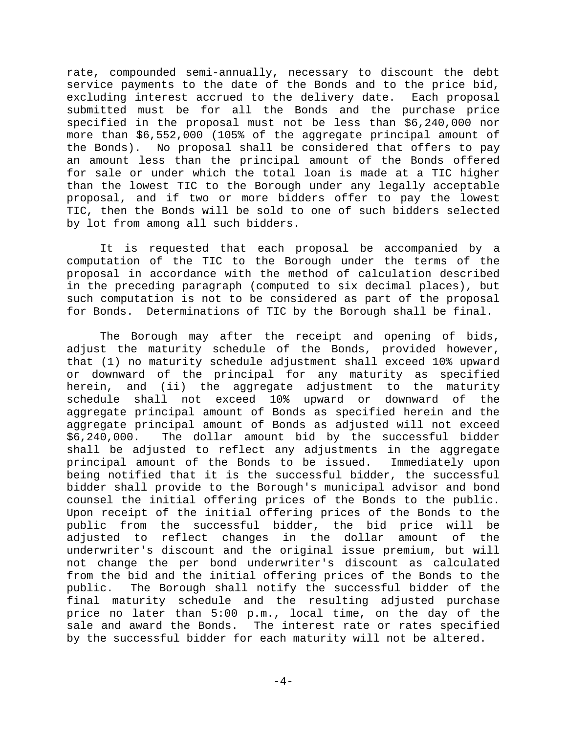rate, compounded semi-annually, necessary to discount the debt service payments to the date of the Bonds and to the price bid, excluding interest accrued to the delivery date. Each proposal submitted must be for all the Bonds and the purchase price specified in the proposal must not be less than $6,240,000 nor more than $6,552,000 (105% of the aggregate principal amount of the Bonds). No proposal shall be considered that offers to pay an amount less than the principal amount of the Bonds offered for sale or under which the total loan is made at a TIC higher than the lowest TIC to the Borough under any legally acceptable proposal, and if two or more bidders offer to pay the lowest TIC, then the Bonds will be sold to one of such bidders selected by lot from among all such bidders.

It is requested that each proposal be accompanied by a computation of the TIC to the Borough under the terms of the proposal in accordance with the method of calculation described in the preceding paragraph (computed to six decimal places), but such computation is not to be considered as part of the proposal for Bonds. Determinations of TIC by the Borough shall be final.

The Borough may after the receipt and opening of bids, adjust the maturity schedule of the Bonds, provided however, that (1) no maturity schedule adjustment shall exceed 10% upward or downward of the principal for any maturity as specified herein, and (ii) the aggregate adjustment to the maturity schedule shall not exceed 10% upward or downward of the aggregate principal amount of Bonds as specified herein and the aggregate principal amount of Bonds as adjusted will not exceed $6,240,000. The dollar amount bid by the successful bidder shall be adjusted to reflect any adjustments in the aggregate principal amount of the Bonds to be issued. Immediately upon being notified that it is the successful bidder, the successful bidder shall provide to the Borough's municipal advisor and bond counsel the initial offering prices of the Bonds to the public. Upon receipt of the initial offering prices of the Bonds to the public from the successful bidder, the bid price will be adjusted to reflect changes in the dollar amount of the underwriter's discount and the original issue premium, but will not change the per bond underwriter's discount as calculated from the bid and the initial offering prices of the Bonds to the public. The Borough shall notify the successful bidder of the final maturity schedule and the resulting adjusted purchase price no later than 5:00 p.m., local time, on the day of the sale and award the Bonds. The interest rate or rates specified by the successful bidder for each maturity will not be altered.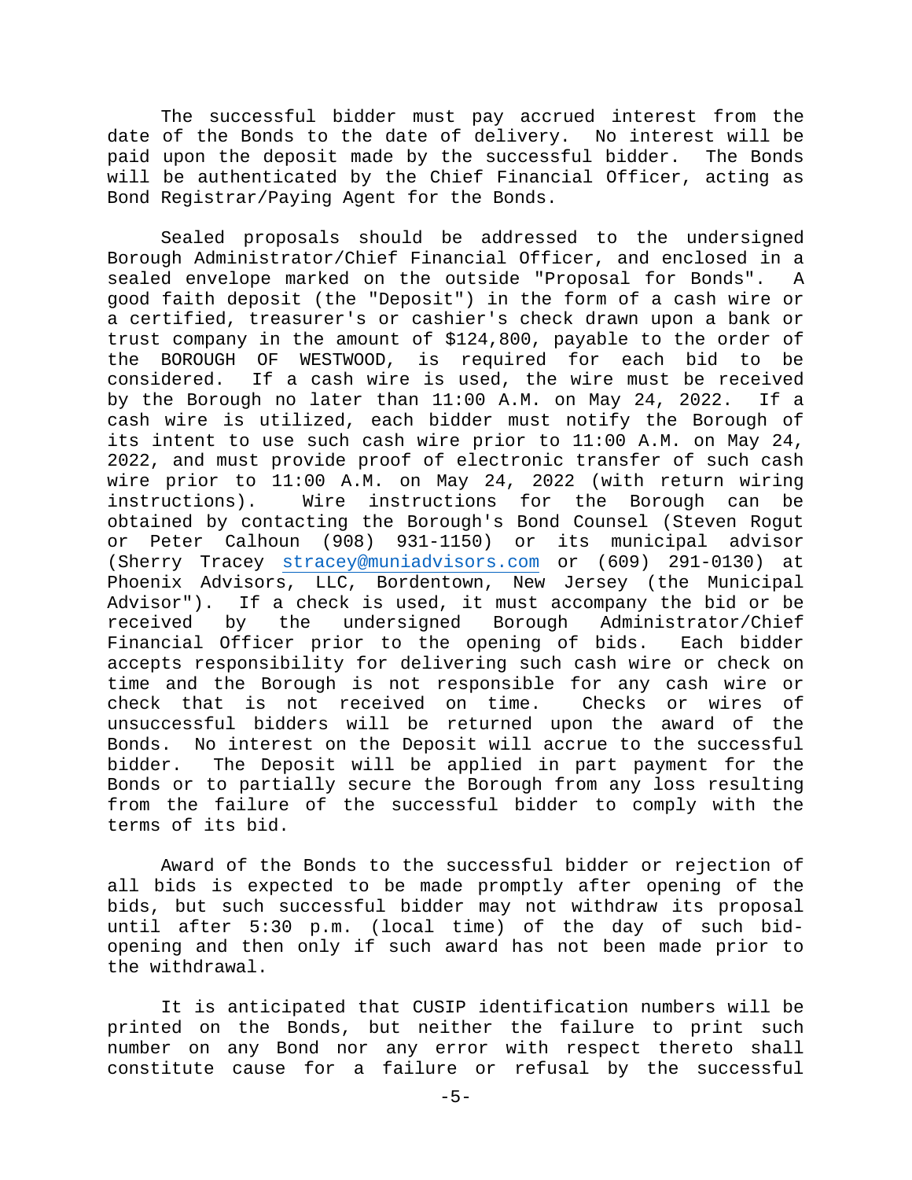The successful bidder must pay accrued interest from the date of the Bonds to the date of delivery. No interest will be paid upon the deposit made by the successful bidder. The Bonds will be authenticated by the Chief Financial Officer, acting as Bond Registrar/Paying Agent for the Bonds.

Sealed proposals should be addressed to the undersigned Borough Administrator/Chief Financial Officer, and enclosed in a sealed envelope marked on the outside "Proposal for Bonds". A good faith deposit (the "Deposit") in the form of a cash wire or a certified, treasurer's or cashier's check drawn upon a bank or trust company in the amount of $124,800, payable to the order of the BOROUGH OF WESTWOOD, is required for each bid to be considered. If a cash wire is used, the wire must be received by the Borough no later than 11:00 A.M. on May 24, 2022. If a cash wire is utilized, each bidder must notify the Borough of its intent to use such cash wire prior to 11:00 A.M. on May 24, 2022, and must provide proof of electronic transfer of such cash wire prior to 11:00 A.M. on May 24, 2022 (with return wiring instructions). Wire instructions for the Borough can be obtained by contacting the Borough's Bond Counsel (Steven Rogut or Peter Calhoun (908) 931-1150) or its municipal advisor (Sherry Tracey stracey@muniadvisors.com or (609) 291-0130) at Phoenix Advisors, LLC, Bordentown, New Jersey (the Municipal Advisor"). If a check is used, it must accompany the bid or be received by the undersigned Borough Administrator/Chief Financial Officer prior to the opening of bids. Each bidder accepts responsibility for delivering such cash wire or check on time and the Borough is not responsible for any cash wire or check that is not received on time. Checks or wires of unsuccessful bidders will be returned upon the award of the Bonds. No interest on the Deposit will accrue to the successful bidder. The Deposit will be applied in part payment for the Bonds or to partially secure the Borough from any loss resulting from the failure of the successful bidder to comply with the terms of its bid.

Award of the Bonds to the successful bidder or rejection of all bids is expected to be made promptly after opening of the bids, but such successful bidder may not withdraw its proposal until after 5:30 p.m. (local time) of the day of such bid-opening and then only if such award has not been made prior to the withdrawal.

It is anticipated that CUSIP identification numbers will be printed on the Bonds, but neither the failure to print such number on any Bond nor any error with respect thereto shall constitute cause for a failure or refusal by the successful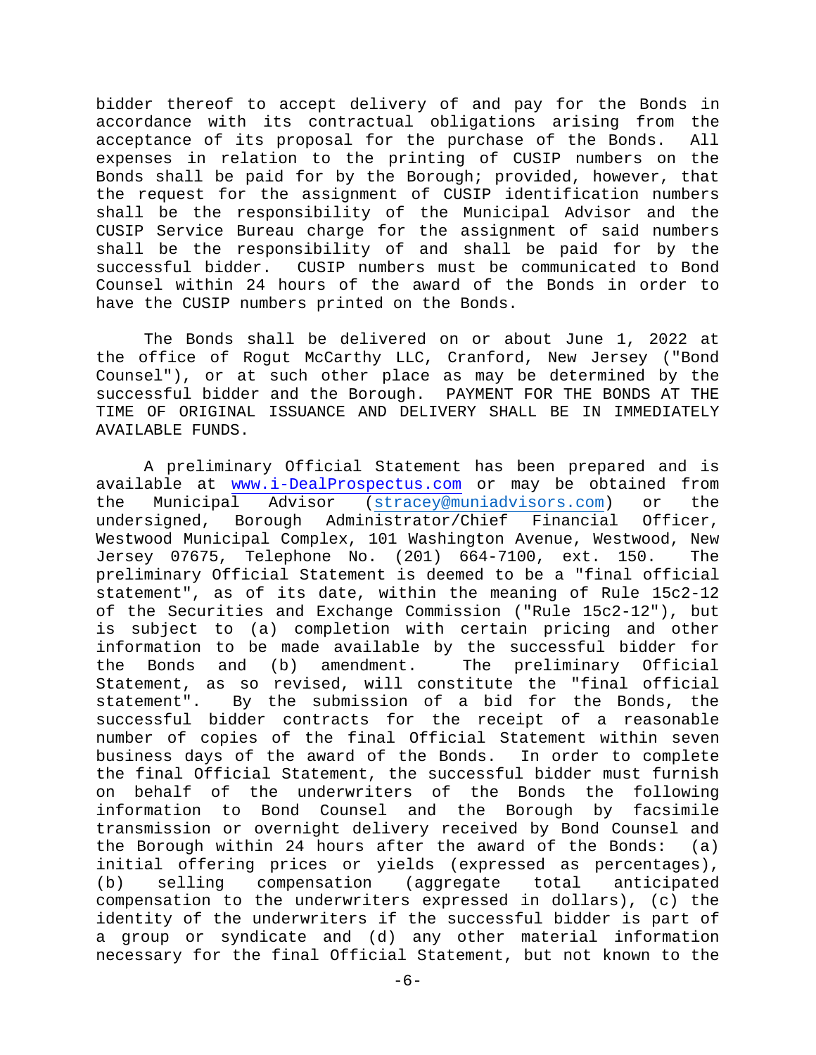bidder thereof to accept delivery of and pay for the Bonds in accordance with its contractual obligations arising from the acceptance of its proposal for the purchase of the Bonds. All expenses in relation to the printing of CUSIP numbers on the Bonds shall be paid for by the Borough; provided, however, that the request for the assignment of CUSIP identification numbers shall be the responsibility of the Municipal Advisor and the CUSIP Service Bureau charge for the assignment of said numbers shall be the responsibility of and shall be paid for by the successful bidder. CUSIP numbers must be communicated to Bond Counsel within 24 hours of the award of the Bonds in order to have the CUSIP numbers printed on the Bonds.

The Bonds shall be delivered on or about June 1, 2022 at the office of Rogut McCarthy LLC, Cranford, New Jersey ("Bond Counsel"), or at such other place as may be determined by the successful bidder and the Borough. PAYMENT FOR THE BONDS AT THE TIME OF ORIGINAL ISSUANCE AND DELIVERY SHALL BE IN IMMEDIATELY AVAILABLE FUNDS.

A preliminary Official Statement has been prepared and is available at www.i-DealProspectus.com or may be obtained from the Municipal Advisor (stracey@muniadvisors.com) or the undersigned, Borough Administrator/Chief Financial Officer, Westwood Municipal Complex, 101 Washington Avenue, Westwood, New Jersey 07675, Telephone No. (201) 664-7100, ext. 150. The preliminary Official Statement is deemed to be a "final official statement", as of its date, within the meaning of Rule 15c2-12 of the Securities and Exchange Commission ("Rule 15c2-12"), but is subject to (a) completion with certain pricing and other information to be made available by the successful bidder for the Bonds and (b) amendment. The preliminary Official Statement, as so revised, will constitute the "final official statement". By the submission of a bid for the Bonds, the successful bidder contracts for the receipt of a reasonable number of copies of the final Official Statement within seven business days of the award of the Bonds. In order to complete the final Official Statement, the successful bidder must furnish on behalf of the underwriters of the Bonds the following information to Bond Counsel and the Borough by facsimile transmission or overnight delivery received by Bond Counsel and the Borough within 24 hours after the award of the Bonds: (a) initial offering prices or yields (expressed as percentages), (b) selling compensation (aggregate total anticipated compensation to the underwriters expressed in dollars), (c) the identity of the underwriters if the successful bidder is part of a group or syndicate and (d) any other material information necessary for the final Official Statement, but not known to the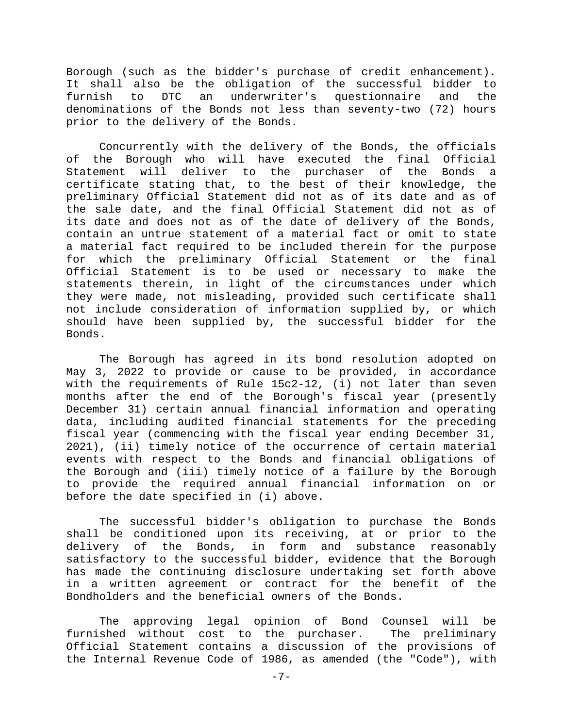Borough (such as the bidder's purchase of credit enhancement). It shall also be the obligation of the successful bidder to furnish to DTC an underwriter's questionnaire and the denominations of the Bonds not less than seventy-two (72) hours prior to the delivery of the Bonds.

Concurrently with the delivery of the Bonds, the officials of the Borough who will have executed the final Official Statement will deliver to the purchaser of the Bonds a certificate stating that, to the best of their knowledge, the preliminary Official Statement did not as of its date and as of the sale date, and the final Official Statement did not as of its date and does not as of the date of delivery of the Bonds, contain an untrue statement of a material fact or omit to state a material fact required to be included therein for the purpose for which the preliminary Official Statement or the final Official Statement is to be used or necessary to make the statements therein, in light of the circumstances under which they were made, not misleading, provided such certificate shall not include consideration of information supplied by, or which should have been supplied by, the successful bidder for the Bonds.

The Borough has agreed in its bond resolution adopted on May 3, 2022 to provide or cause to be provided, in accordance with the requirements of Rule 15c2-12, (i) not later than seven months after the end of the Borough's fiscal year (presently December 31) certain annual financial information and operating data, including audited financial statements for the preceding fiscal year (commencing with the fiscal year ending December 31, 2021), (ii) timely notice of the occurrence of certain material events with respect to the Bonds and financial obligations of the Borough and (iii) timely notice of a failure by the Borough to provide the required annual financial information on or before the date specified in (i) above.

The successful bidder's obligation to purchase the Bonds shall be conditioned upon its receiving, at or prior to the delivery of the Bonds, in form and substance reasonably satisfactory to the successful bidder, evidence that the Borough has made the continuing disclosure undertaking set forth above in a written agreement or contract for the benefit of the Bondholders and the beneficial owners of the Bonds.

The approving legal opinion of Bond Counsel will be furnished without cost to the purchaser. The preliminary Official Statement contains a discussion of the provisions of the Internal Revenue Code of 1986, as amended (the "Code"), with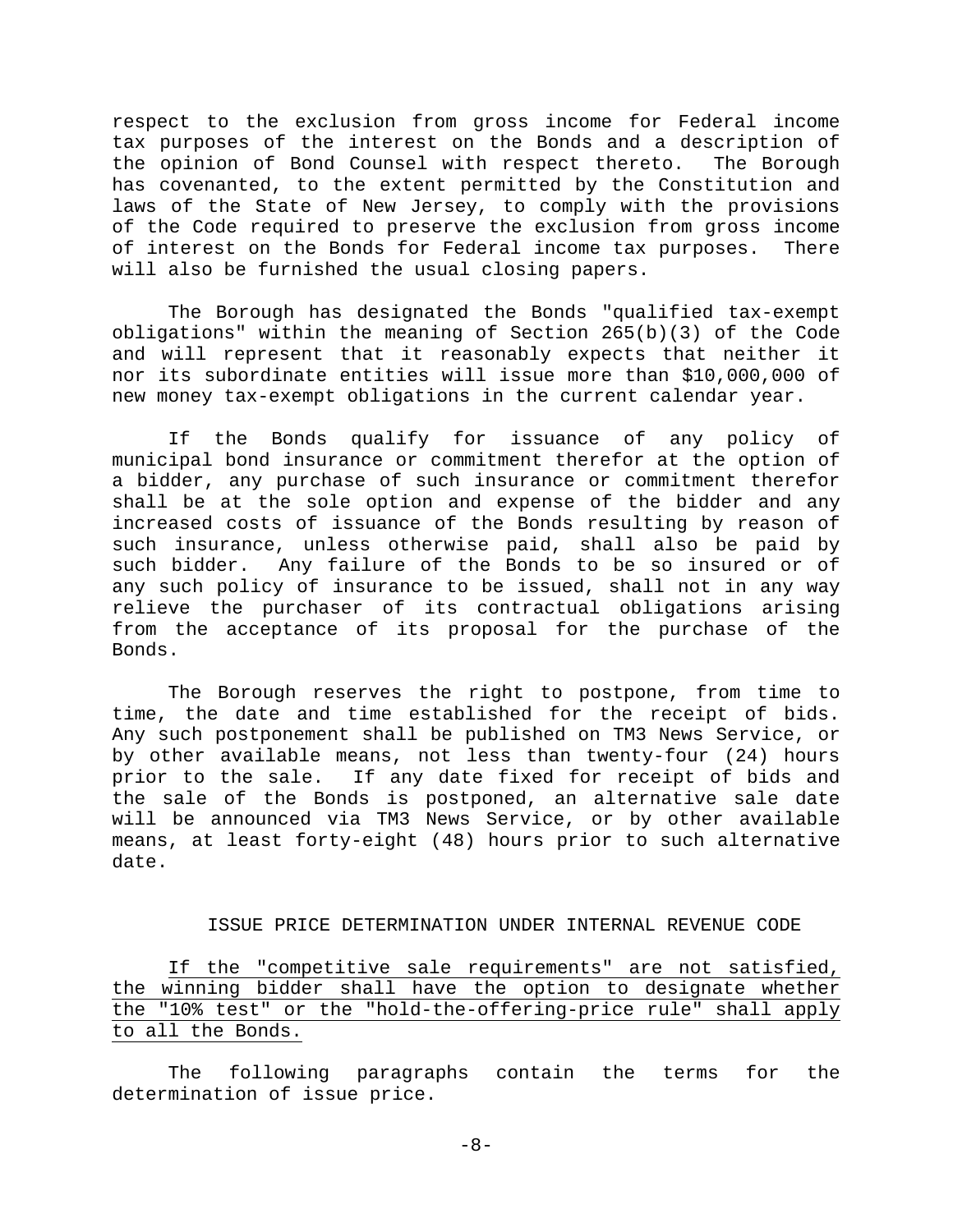respect to the exclusion from gross income for Federal income tax purposes of the interest on the Bonds and a description of the opinion of Bond Counsel with respect thereto. The Borough has covenanted, to the extent permitted by the Constitution and laws of the State of New Jersey, to comply with the provisions of the Code required to preserve the exclusion from gross income of interest on the Bonds for Federal income tax purposes. There will also be furnished the usual closing papers.

The Borough has designated the Bonds "qualified tax-exempt obligations" within the meaning of Section 265(b)(3) of the Code and will represent that it reasonably expects that neither it nor its subordinate entities will issue more than $10,000,000 of new money tax-exempt obligations in the current calendar year.

If the Bonds qualify for issuance of any policy of municipal bond insurance or commitment therefor at the option of a bidder, any purchase of such insurance or commitment therefor shall be at the sole option and expense of the bidder and any increased costs of issuance of the Bonds resulting by reason of such insurance, unless otherwise paid, shall also be paid by such bidder. Any failure of the Bonds to be so insured or of any such policy of insurance to be issued, shall not in any way relieve the purchaser of its contractual obligations arising from the acceptance of its proposal for the purchase of the Bonds.

The Borough reserves the right to postpone, from time to time, the date and time established for the receipt of bids. Any such postponement shall be published on TM3 News Service, or by other available means, not less than twenty-four (24) hours prior to the sale. If any date fixed for receipt of bids and the sale of the Bonds is postponed, an alternative sale date will be announced via TM3 News Service, or by other available means, at least forty-eight (48) hours prior to such alternative date.

## ISSUE PRICE DETERMINATION UNDER INTERNAL REVENUE CODE

<u>If the "competitive sale requirements" are not satisfied, the winning bidder shall have the option to designate whether the "10% test" or the "hold-the-offering-price rule" shall apply to all the Bonds.</u>

The following paragraphs contain the terms for the determination of issue price.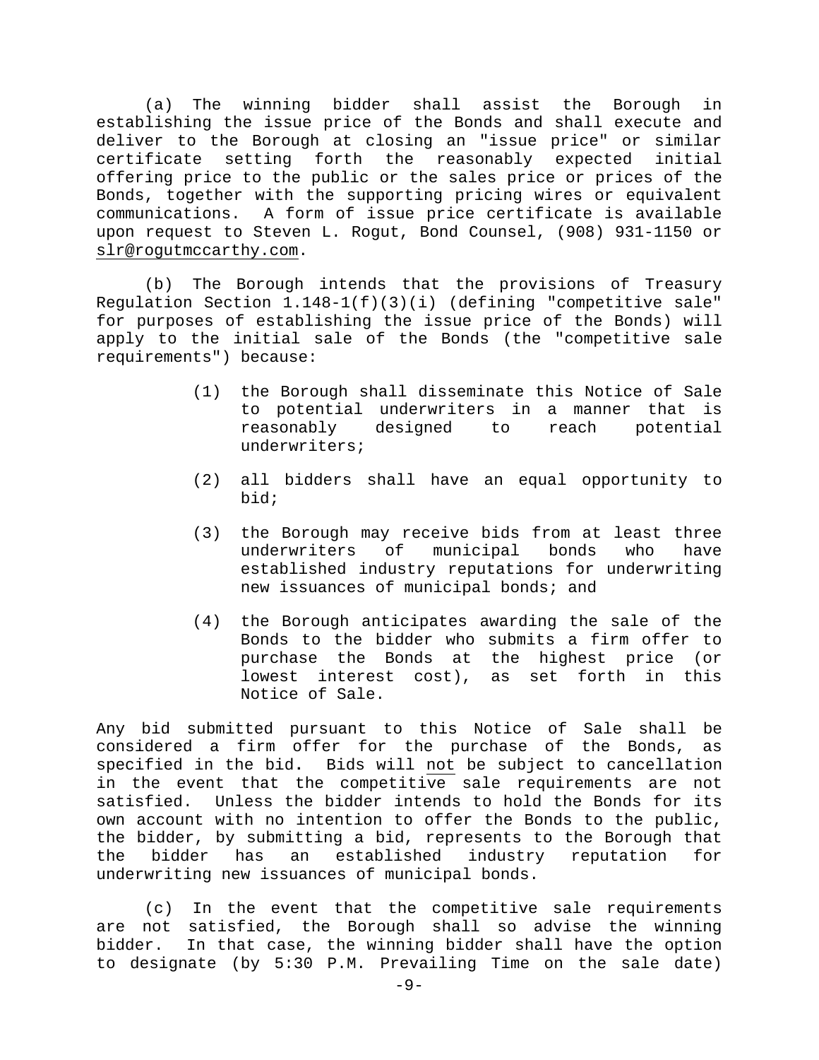(a) The winning bidder shall assist the Borough in establishing the issue price of the Bonds and shall execute and deliver to the Borough at closing an "issue price" or similar certificate setting forth the reasonably expected initial offering price to the public or the sales price or prices of the Bonds, together with the supporting pricing wires or equivalent communications. A form of issue price certificate is available upon request to Steven L. Rogut, Bond Counsel, (908) 931-1150 or slr@rogutmccarthy.com.

(b) The Borough intends that the provisions of Treasury Regulation Section 1.148-1(f)(3)(i) (defining "competitive sale" for purposes of establishing the issue price of the Bonds) will apply to the initial sale of the Bonds (the "competitive sale requirements") because:

(1) the Borough shall disseminate this Notice of Sale to potential underwriters in a manner that is reasonably designed to reach potential underwriters;

(2) all bidders shall have an equal opportunity to bid;

(3) the Borough may receive bids from at least three underwriters of municipal bonds who have established industry reputations for underwriting new issuances of municipal bonds; and

(4) the Borough anticipates awarding the sale of the Bonds to the bidder who submits a firm offer to purchase the Bonds at the highest price (or lowest interest cost), as set forth in this Notice of Sale.

Any bid submitted pursuant to this Notice of Sale shall be considered a firm offer for the purchase of the Bonds, as specified in the bid. Bids will not be subject to cancellation in the event that the competitive sale requirements are not satisfied. Unless the bidder intends to hold the Bonds for its own account with no intention to offer the Bonds to the public, the bidder, by submitting a bid, represents to the Borough that the bidder has an established industry reputation for underwriting new issuances of municipal bonds.

(c) In the event that the competitive sale requirements are not satisfied, the Borough shall so advise the winning bidder. In that case, the winning bidder shall have the option to designate (by 5:30 P.M. Prevailing Time on the sale date)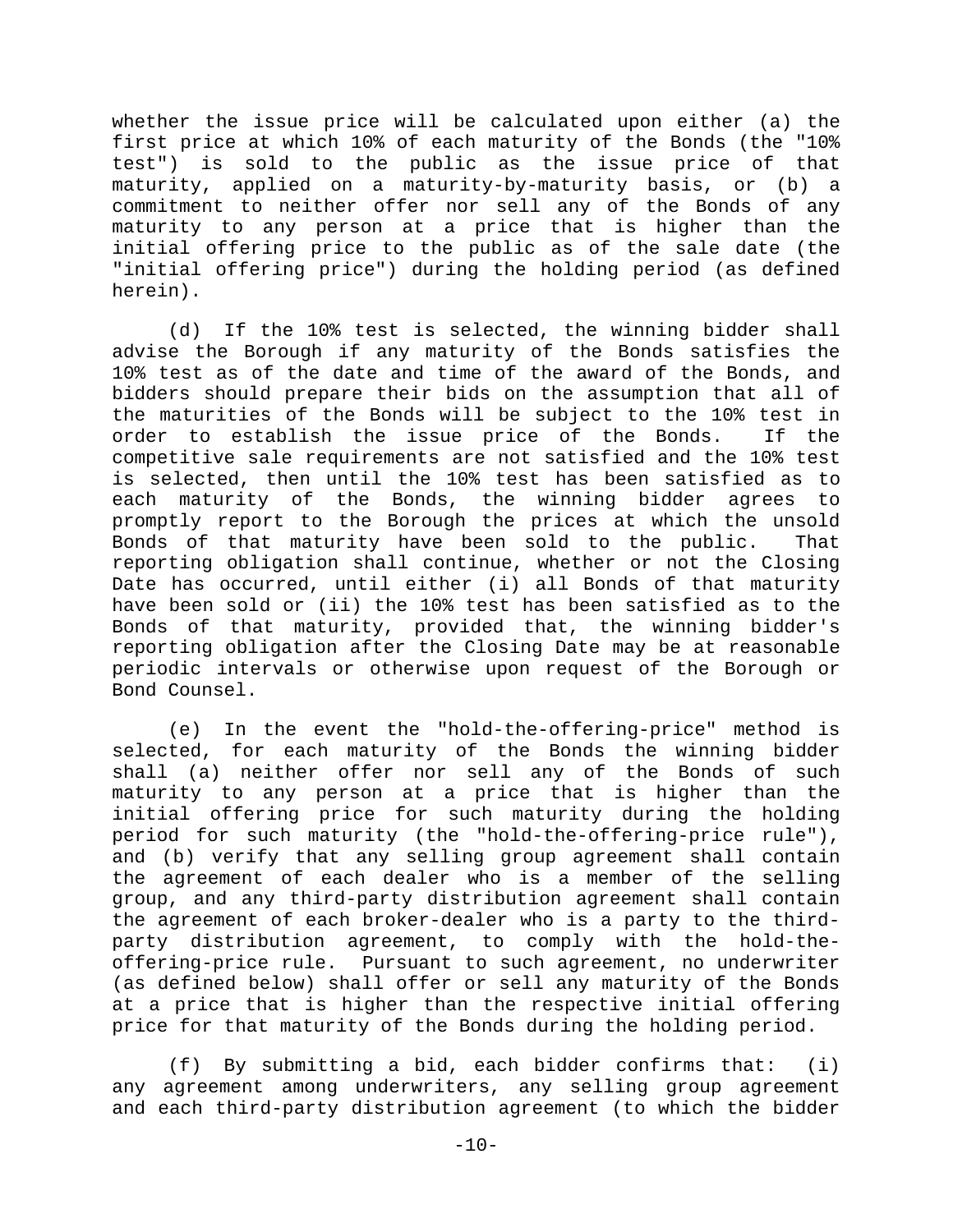whether the issue price will be calculated upon either (a) the first price at which 10% of each maturity of the Bonds (the "10% test") is sold to the public as the issue price of that maturity, applied on a maturity-by-maturity basis, or (b) a commitment to neither offer nor sell any of the Bonds of any maturity to any person at a price that is higher than the initial offering price to the public as of the sale date (the "initial offering price") during the holding period (as defined herein).

(d) If the 10% test is selected, the winning bidder shall advise the Borough if any maturity of the Bonds satisfies the 10% test as of the date and time of the award of the Bonds, and bidders should prepare their bids on the assumption that all of the maturities of the Bonds will be subject to the 10% test in order to establish the issue price of the Bonds. If the competitive sale requirements are not satisfied and the 10% test is selected, then until the 10% test has been satisfied as to each maturity of the Bonds, the winning bidder agrees to promptly report to the Borough the prices at which the unsold Bonds of that maturity have been sold to the public. That reporting obligation shall continue, whether or not the Closing Date has occurred, until either (i) all Bonds of that maturity have been sold or (ii) the 10% test has been satisfied as to the Bonds of that maturity, provided that, the winning bidder's reporting obligation after the Closing Date may be at reasonable periodic intervals or otherwise upon request of the Borough or Bond Counsel.

(e) In the event the "hold-the-offering-price" method is selected, for each maturity of the Bonds the winning bidder shall (a) neither offer nor sell any of the Bonds of such maturity to any person at a price that is higher than the initial offering price for such maturity during the holding period for such maturity (the "hold-the-offering-price rule"), and (b) verify that any selling group agreement shall contain the agreement of each dealer who is a member of the selling group, and any third-party distribution agreement shall contain the agreement of each broker-dealer who is a party to the third-party distribution agreement, to comply with the hold-the-offering-price rule. Pursuant to such agreement, no underwriter (as defined below) shall offer or sell any maturity of the Bonds at a price that is higher than the respective initial offering price for that maturity of the Bonds during the holding period.

(f) By submitting a bid, each bidder confirms that: (i) any agreement among underwriters, any selling group agreement and each third-party distribution agreement (to which the bidder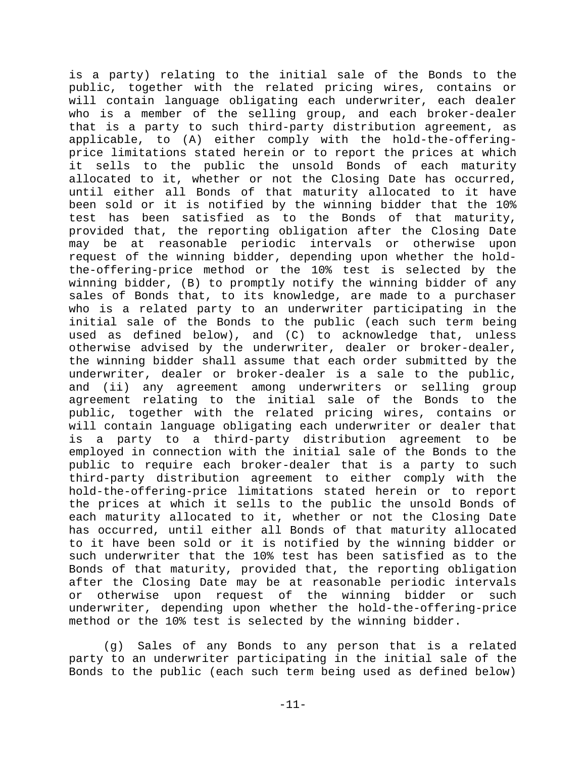is a party) relating to the initial sale of the Bonds to the public, together with the related pricing wires, contains or will contain language obligating each underwriter, each dealer who is a member of the selling group, and each broker-dealer that is a party to such third-party distribution agreement, as applicable, to (A) either comply with the hold-the-offering-price limitations stated herein or to report the prices at which it sells to the public the unsold Bonds of each maturity allocated to it, whether or not the Closing Date has occurred, until either all Bonds of that maturity allocated to it have been sold or it is notified by the winning bidder that the 10% test has been satisfied as to the Bonds of that maturity, provided that, the reporting obligation after the Closing Date may be at reasonable periodic intervals or otherwise upon request of the winning bidder, depending upon whether the hold-the-offering-price method or the 10% test is selected by the winning bidder, (B) to promptly notify the winning bidder of any sales of Bonds that, to its knowledge, are made to a purchaser who is a related party to an underwriter participating in the initial sale of the Bonds to the public (each such term being used as defined below), and (C) to acknowledge that, unless otherwise advised by the underwriter, dealer or broker-dealer, the winning bidder shall assume that each order submitted by the underwriter, dealer or broker-dealer is a sale to the public, and (ii) any agreement among underwriters or selling group agreement relating to the initial sale of the Bonds to the public, together with the related pricing wires, contains or will contain language obligating each underwriter or dealer that is a party to a third-party distribution agreement to be employed in connection with the initial sale of the Bonds to the public to require each broker-dealer that is a party to such third-party distribution agreement to either comply with the hold-the-offering-price limitations stated herein or to report the prices at which it sells to the public the unsold Bonds of each maturity allocated to it, whether or not the Closing Date has occurred, until either all Bonds of that maturity allocated to it have been sold or it is notified by the winning bidder or such underwriter that the 10% test has been satisfied as to the Bonds of that maturity, provided that, the reporting obligation after the Closing Date may be at reasonable periodic intervals or otherwise upon request of the winning bidder or such underwriter, depending upon whether the hold-the-offering-price method or the 10% test is selected by the winning bidder.

(g) Sales of any Bonds to any person that is a related party to an underwriter participating in the initial sale of the Bonds to the public (each such term being used as defined below)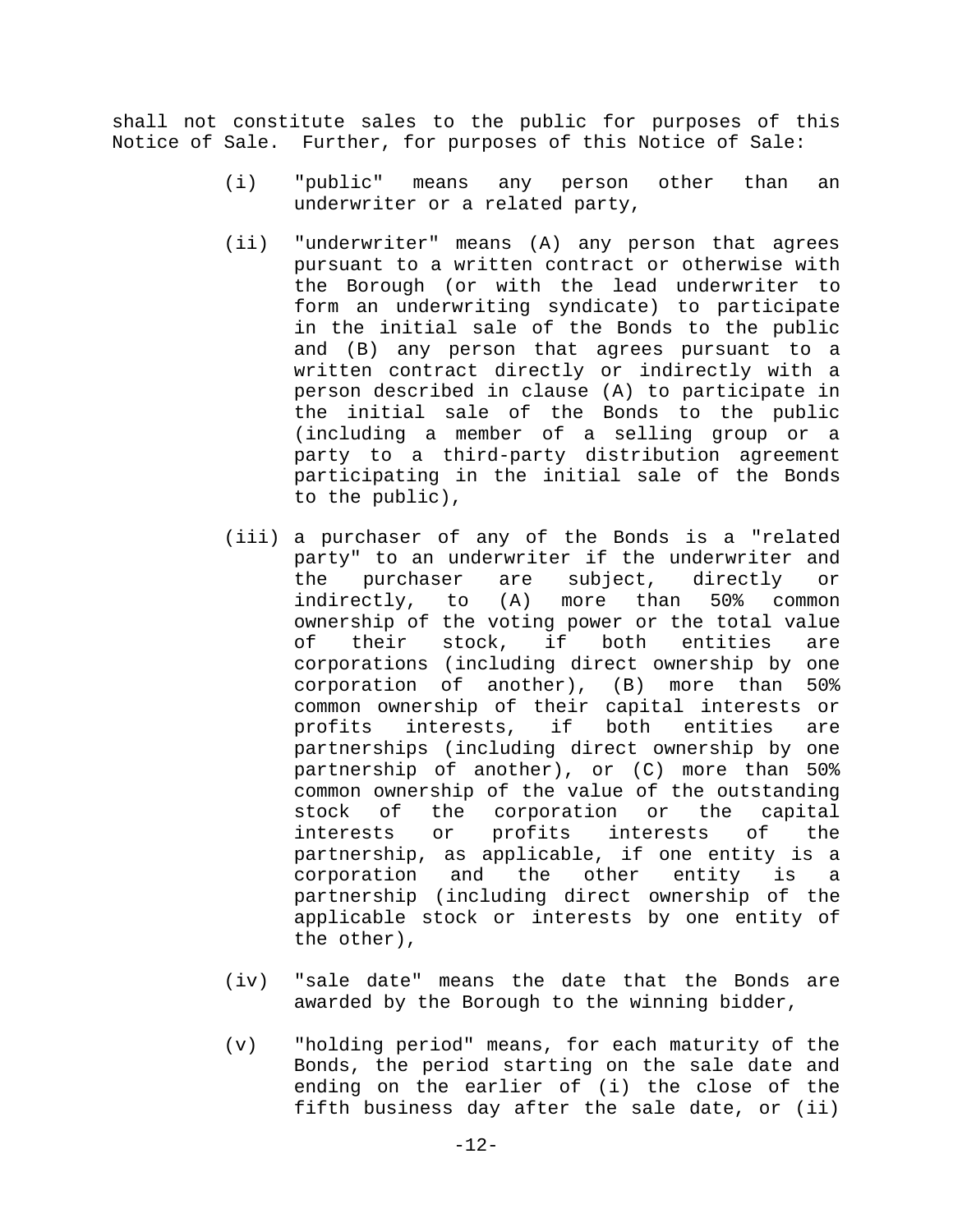shall not constitute sales to the public for purposes of this Notice of Sale. Further, for purposes of this Notice of Sale:

(i) "public" means any person other than an underwriter or a related party,

(ii) "underwriter" means (A) any person that agrees pursuant to a written contract or otherwise with the Borough (or with the lead underwriter to form an underwriting syndicate) to participate in the initial sale of the Bonds to the public and (B) any person that agrees pursuant to a written contract directly or indirectly with a person described in clause (A) to participate in the initial sale of the Bonds to the public (including a member of a selling group or a party to a third-party distribution agreement participating in the initial sale of the Bonds to the public),

(iii) a purchaser of any of the Bonds is a "related party" to an underwriter if the underwriter and the purchaser are subject, directly or indirectly, to (A) more than 50% common ownership of the voting power or the total value of their stock, if both entities are corporations (including direct ownership by one corporation of another), (B) more than 50% common ownership of their capital interests or profits interests, if both entities are partnerships (including direct ownership by one partnership of another), or (C) more than 50% common ownership of the value of the outstanding stock of the corporation or the capital interests or profits interests of the partnership, as applicable, if one entity is a corporation and the other entity is a partnership (including direct ownership of the applicable stock or interests by one entity of the other),

(iv) "sale date" means the date that the Bonds are awarded by the Borough to the winning bidder,

(v) "holding period" means, for each maturity of the Bonds, the period starting on the sale date and ending on the earlier of (i) the close of the fifth business day after the sale date, or (ii)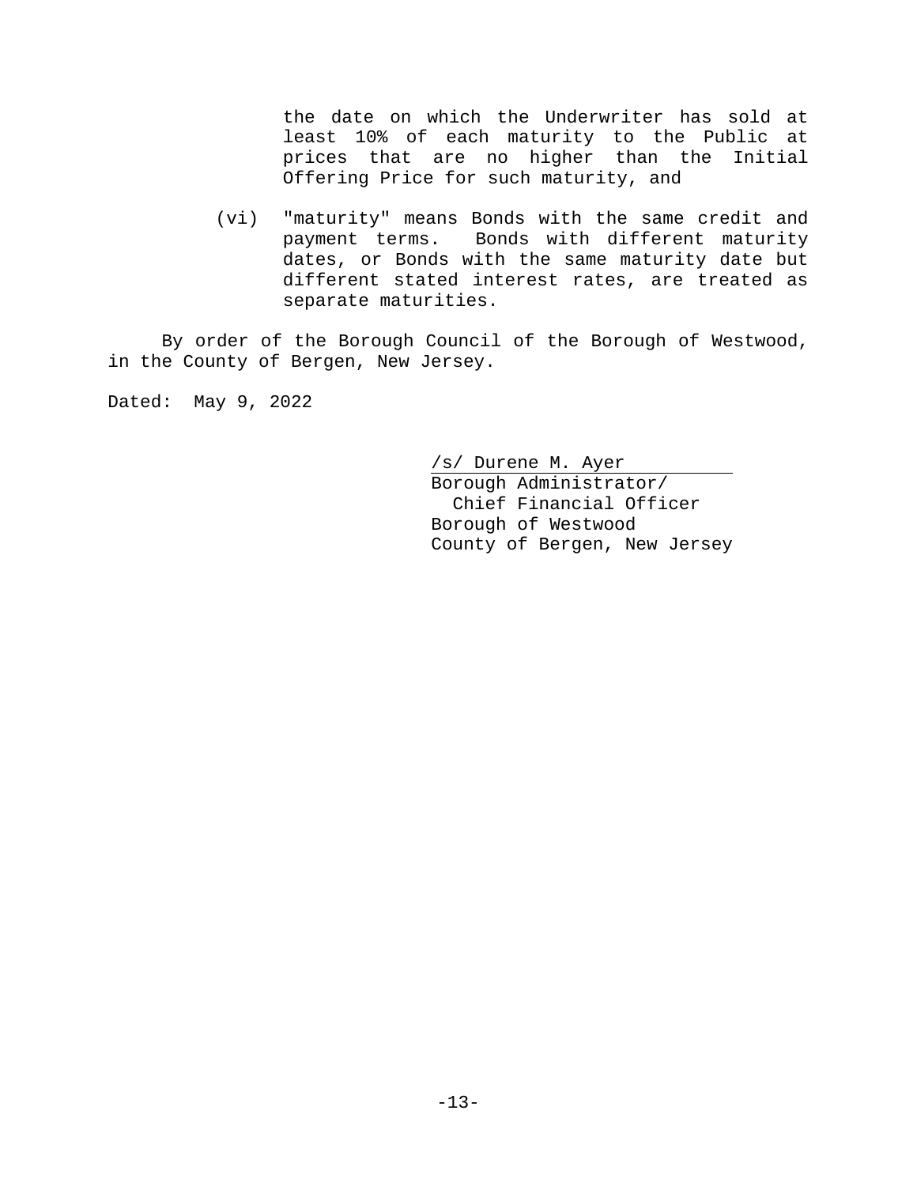the date on which the Underwriter has sold at least 10% of each maturity to the Public at prices that are no higher than the Initial Offering Price for such maturity, and

(vi) "maturity" means Bonds with the same credit and payment terms. Bonds with different maturity dates, or Bonds with the same maturity date but different stated interest rates, are treated as separate maturities.

By order of the Borough Council of the Borough of Westwood, in the County of Bergen, New Jersey.

Dated: May 9, 2022

/s/ Durene M. Ayer
Borough Administrator/
Chief Financial Officer
Borough of Westwood
County of Bergen, New Jersey